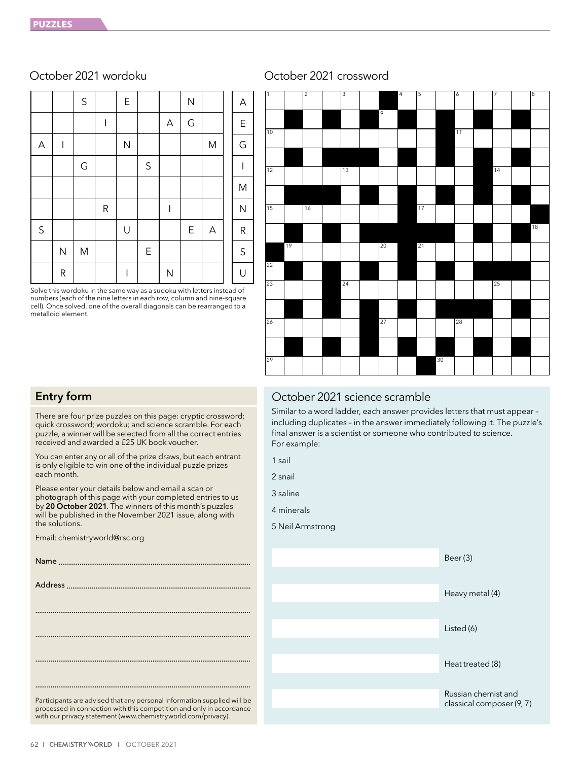## October 2021 wordoku

|   |   |   |   |   |   |   |   |   |
|---|---|---|---|---|---|---|---|---|
|   |   | S |   | E |   |   | N |   |
|   |   |   | I |   |   | A | G |   |
| A | I |   |   | N |   |   |   | M |
|   |   | G |   |   | S |   |   |   |
|   |   |   |   |   |   |   |   |   |
|   |   |   | R |   |   | I |   |   |
| S |   |   |   | U |   |   | E | A |
|   | N | M |   |   | E |   |   |   |
|   | R |   |   | I |   | N |   |   |

Letters: A, E, G, I, M, N, R, S, U

Solve this wordoku in the same way as a sudoku with letters instead of numbers (each of the nine letters in each row, column and nine-square cell). Once solved, one of the overall diagonals can be rearranged to a metalloid element.

## October 2021 crossword

## Entry form

There are four prize puzzles on this page: cryptic crossword; quick crossword; wordoku; and science scramble. For each puzzle, a winner will be selected from all the correct entries received and awarded a £25 UK book voucher.

You can enter any or all of the prize draws, but each entrant is only eligible to win one of the individual puzzle prizes each month.

Please enter your details below and email a scan or photograph of this page with your completed entries to us by **20 October 2021**. The winners of this month's puzzles will be published in the November 2021 issue, along with the solutions.

Email: chemistryworld@rsc.org

Name ..........................................................................................

Address ......................................................................................

....................................................................................................

....................................................................................................

....................................................................................................

....................................................................................................

Participants are advised that any personal information supplied will be processed in connection with this competition and only in accordance with our privacy statement (www.chemistryworld.com/privacy).

## October 2021 science scramble

Similar to a word ladder, each answer provides letters that must appear – including duplicates – in the answer immediately following it. The puzzle's final answer is a scientist or someone who contributed to science.
For example:

1 sail

2 snail

3 saline

4 minerals

5 Neil Armstrong

| Answer | Clue |
|---|---|
| | Beer (3) |
| | Heavy metal (4) |
| | Listed (6) |
| | Heat treated (8) |
| | Russian chemist and classical composer (9, 7) |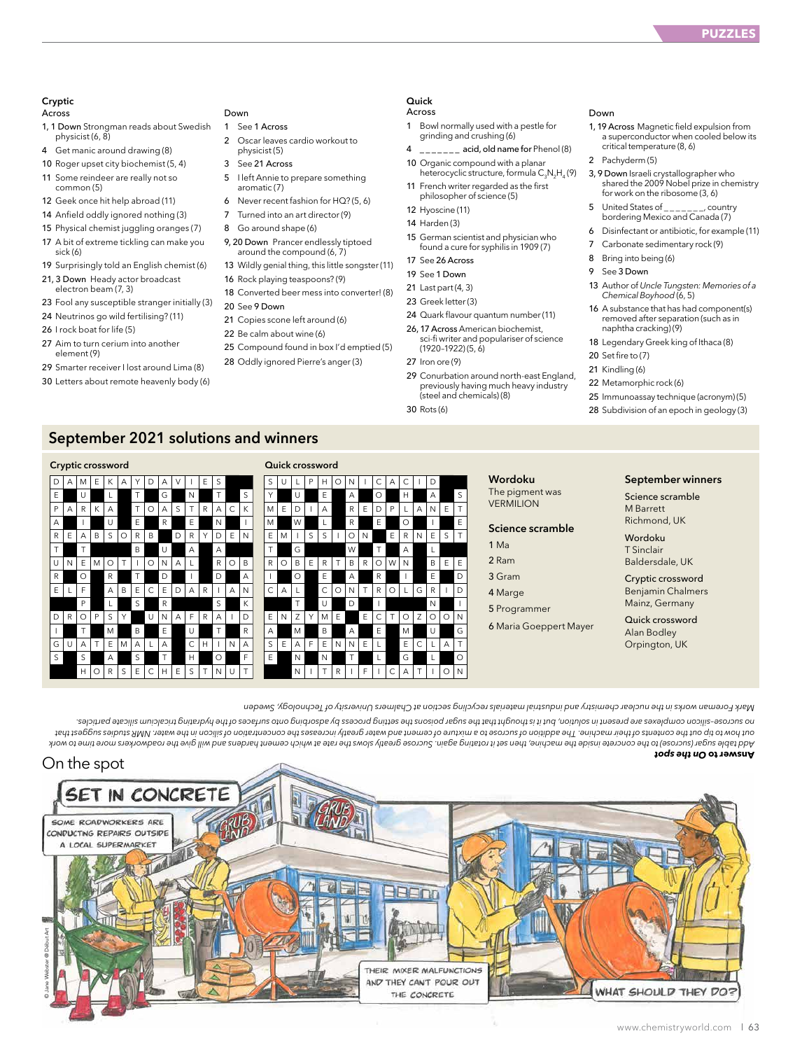## Cryptic

### Across

1, 1 Down Strongman reads about Swedish physicist (6, 8)
4 Get manic around drawing (8)
10 Roger upset city biochemist (5, 4)
11 Some reindeer are really not so common (5)
12 Geek once hit help abroad (11)
14 Anfield oddly ignored nothing (3)
15 Physical chemist juggling oranges (7)
17 A bit of extreme tickling can make you sick (6)
19 Surprisingly told an English chemist (6)
21, 3 Down Heady actor broadcast electron beam (7, 3)
23 Fool any susceptible stranger initially (3)
24 Neutrinos go wild fertilising? (11)
26 I rock boat for life (5)
27 Aim to turn cerium into another element (9)
29 Smarter receiver I lost around Lima (8)
30 Letters about remote heavenly body (6)

### Down

1 See 1 Across
2 Oscar leaves cardio workout to physicist (5)
3 See 21 Across
5 I left Annie to prepare something aromatic (7)
6 Never recent fashion for HQ? (5, 6)
7 Turned into an art director (9)
8 Go around shape (6)
9, 20 Down Prancer endlessly tiptoed around the compound (6, 7)
13 Wildly genial thing, this little songster (11)
16 Rock playing teaspoons? (9)
18 Converted beer mess into converter! (8)
20 See 9 Down
21 Copies scone left around (6)
22 Be calm about wine (6)
25 Compound found in box I'd emptied (5)
28 Oddly ignored Pierre's anger (3)

## Quick

### Across

1 Bowl normally used with a pestle for grinding and crushing (6)
4 _______ acid, old name for Phenol (8)
10 Organic compound with a planar heterocyclic structure, formula $C_3N_2H_4$ (9)
11 French writer regarded as the first philosopher of science (5)
12 Hyoscine (11)
14 Harden (3)
15 German scientist and physician who found a cure for syphilis in 1909 (7)
17 See 26 Across
19 See 1 Down
21 Last part (4, 3)
23 Greek letter (3)
24 Quark flavour quantum number (11)
26, 17 Across American biochemist, sci-fi writer and populariser of science (1920–1922) (5, 6)
27 Iron ore (9)
29 Conurbation around north-east England, previously having much heavy industry (steel and chemicals) (8)
30 Rots (6)

### Down

1, 19 Across Magnetic field expulsion from a superconductor when cooled below its critical temperature (8, 6)
2 Pachyderm (5)
3, 9 Down Israeli crystallographer who shared the 2009 Nobel prize in chemistry for work on the ribosome (3, 6)
5 United States of _______, country bordering Mexico and Canada (7)
6 Disinfectant or antibiotic, for example (11)
7 Carbonate sedimentary rock (9)
8 Bring into being (6)
9 See 3 Down
13 Author of *Uncle Tungsten: Memories of a Chemical Boyhood* (6, 5)
16 A substance that has had component(s) removed after separation (such as in naphtha cracking) (9)
18 Legendary Greek king of Ithaca (8)
20 Set fire to (7)
21 Kindling (6)
22 Metamorphic rock (6)
25 Immunoassay technique (acronym) (5)
28 Subdivision of an epoch in geology (3)

## September 2021 solutions and winners

### Cryptic crossword

| | | | | | | | | | | | | | | |
|---|---|---|---|---|---|---|---|---|---|---|---|---|---|---|
| D | A | M | E | K | A | Y | D | A | V | I | E | S | ■ | ■ |
| E | ■ | U | ■ | L | ■ | T | ■ | G | ■ | N | ■ | T | ■ | S |
| P | A | R | K | A | ■ | T | O | A | S | T | R | A | C | K |
| A | ■ | I | ■ | U | ■ | E | ■ | R | ■ | E | ■ | N | ■ | I |
| R | E | A | B | S | O | R | B | ■ | D | R | Y | D | E | N |
| T | ■ | T | ■ | ■ | ■ | B | ■ | U | ■ | A | ■ | A | ■ | ■ |
| U | N | E | M | O | T | I | O | N | A | L | ■ | R | O | B |
| R | ■ | O | ■ | R | ■ | T | ■ | D | ■ | I | ■ | D | ■ | A |
| E | L | F | ■ | A | B | E | C | E | D | A | R | I | A | N |
| ■ | ■ | P | ■ | L | ■ | S | ■ | R | ■ | ■ | ■ | S | ■ | K |
| D | R | O | P | S | Y | ■ | U | N | A | F | R | A | I | D |
| I | ■ | T | ■ | M | ■ | B | ■ | E | ■ | U | ■ | T | ■ | R |
| G | U | A | T | E | M | A | L | A | ■ | C | H | I | N | A |
| S | ■ | S | ■ | A | ■ | S | ■ | T | ■ | H | ■ | O | ■ | F |
| ■ | ■ | H | O | R | S | E | C | H | E | S | T | N | U | T |

### Quick crossword

| | | | | | | | | | | | | | | |
|---|---|---|---|---|---|---|---|---|---|---|---|---|---|---|
| S | U | L | P | H | O | N | I | C | A | C | I | D | ■ | ■ |
| Y | ■ | U | ■ | E | ■ | A | ■ | O | ■ | H | ■ | A | ■ | S |
| M | E | D | I | A | ■ | R | E | D | P | L | A | N | E | T |
| M | ■ | W | ■ | L | ■ | R | ■ | E | ■ | O | ■ | I | ■ | E |
| E | M | I | S | S | I | O | N | ■ | E | R | N | E | S | T |
| T | ■ | G | ■ | ■ | ■ | W | ■ | T | ■ | A | ■ | L | ■ | ■ |
| R | O | B | E | R | T | B | R | O | W | N | ■ | B | E | E |
| I | ■ | O | ■ | E | ■ | A | ■ | R | ■ | I | ■ | E | ■ | D |
| C | A | L | ■ | C | O | N | T | R | O | L | G | R | I | D |
| ■ | ■ | T | ■ | U | ■ | D | ■ | I | ■ | ■ | ■ | N | ■ | I |
| E | N | Z | Y | M | E | ■ | E | C | T | O | Z | O | O | N |
| A | ■ | M | ■ | B | ■ | A | ■ | E | ■ | M | ■ | U | ■ | G |
| S | E | A | F | E | N | N | E | L | ■ | E | C | L | A | T |
| E | ■ | N | ■ | N | ■ | T | ■ | L | ■ | G | ■ | L | ■ | O |
| ■ | ■ | N | I | T | R | I | F | I | C | A | T | I | O | N |

### Wordoku

The pigment was VERMILION

### Science scramble

1 Ma
2 Ram
3 Gram
4 Marge
5 Programmer
6 Maria Goeppert Mayer

### September winners

**Science scramble**
M Barrett
Richmond, UK

**Wordoku**
T Sinclair
Baldersdale, UK

**Cryptic crossword**
Benjamin Chalmers
Mainz, Germany

**Quick crossword**
Alan Bodley
Orpington, UK

**Answer to On the spot**

*Add table sugar (sucrose) to the concrete inside the machine, then set it rotating again. Sucrose greatly slows the rate at which cement hardens and will give the roadworkers more time to work out how to tip out the contents of their machine. The addition of sucrose to a mixture of cement and water greatly increases the concentration of silicon in the water. NMR studies suggest that no sucrose–silicon complexes are present in solution, but it is thought that the sugar poisons the setting process by adsorbing onto surfaces of the hydrating tricalcium silicate particles.*

*Mark Foreman works in the nuclear chemistry and industrial materials recycling section at Chalmers University of Technology, Sweden*

## On the spot

SET IN CONCRETE

SOME ROADWORKERS ARE CONDUCTING REPAIRS OUTSIDE A LOCAL SUPERMARKET

THEIR MIXER MALFUNCTIONS AND THEY CAN'T POUR OUT THE CONCRETE

WHAT SHOULD THEY DO?

© Jane Webster @ Débüt Art